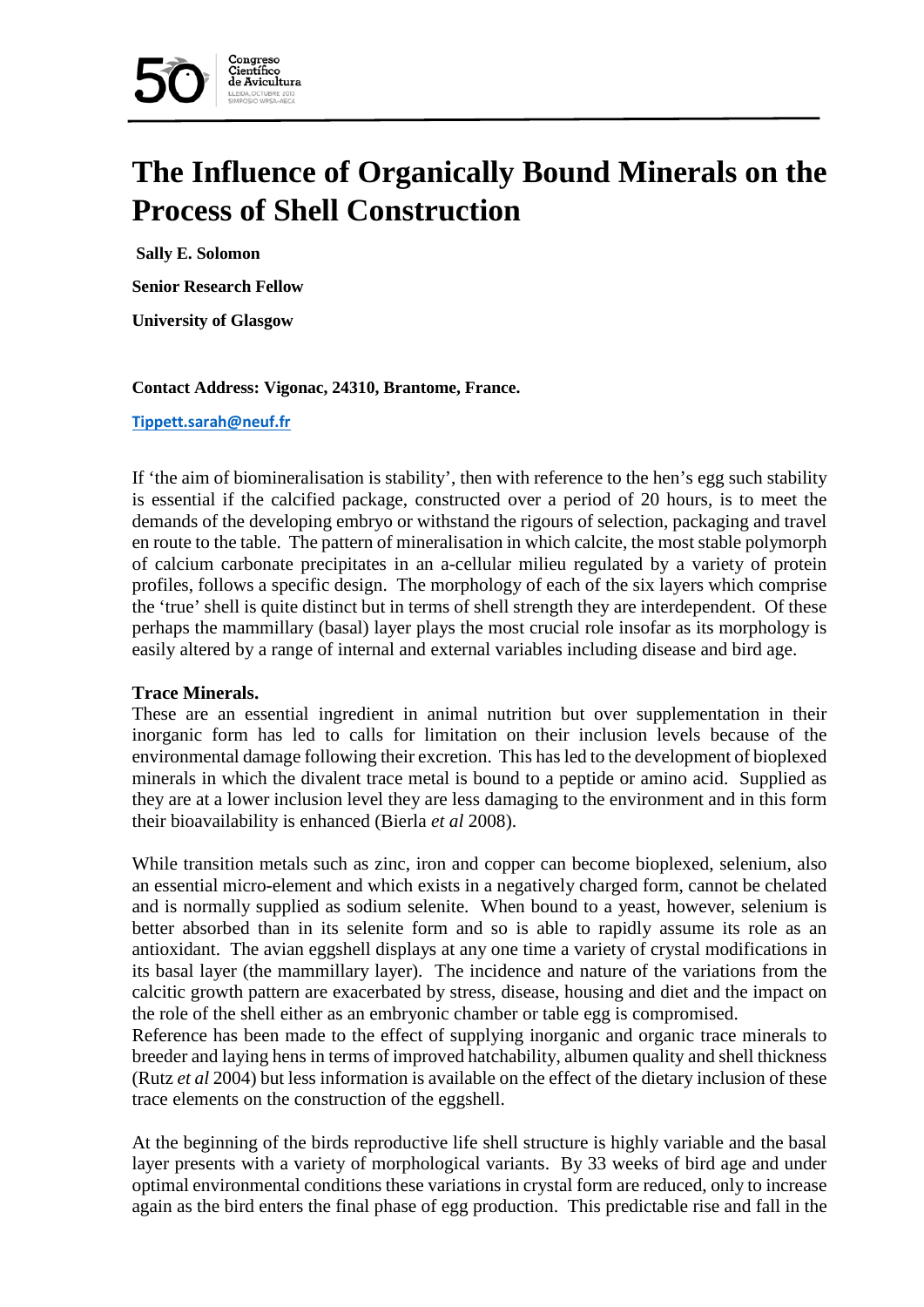# The Influence of Organically Bound Minerals on the Process of Shell Construction

**Sally E. Solomon**

**Senior Research Fellow**

**University of Glasgow**

**Contact Address: Vigonac, 24310, Brantome, France.**

**Tippett.sarah@neuf.fr**

If 'the aim of biomineralisation is stability', then with reference to the hen's egg such stability is essential if the calcified package, constructed over a period of 20 hours, is to meet the demands of the developing embryo or withstand the rigours of selection, packaging and travel en route to the table. The pattern of mineralisation in which calcite, the most stable polymorph of calcium carbonate precipitates in an a-cellular milieu regulated by a variety of protein profiles, follows a specific design. The morphology of each of the six layers which comprise the 'true' shell is quite distinct but in terms of shell strength they are interdependent. Of these perhaps the mammillary (basal) layer plays the most crucial role insofar as its morphology is easily altered by a range of internal and external variables including disease and bird age.

**Trace Minerals.**

These are an essential ingredient in animal nutrition but over supplementation in their inorganic form has led to calls for limitation on their inclusion levels because of the environmental damage following their excretion. This has led to the development of bioplexed minerals in which the divalent trace metal is bound to a peptide or amino acid. Supplied as they are at a lower inclusion level they are less damaging to the environment and in this form their bioavailability is enhanced (Bierla *et al* 2008).

While transition metals such as zinc, iron and copper can become bioplexed, selenium, also an essential micro-element and which exists in a negatively charged form, cannot be chelated and is normally supplied as sodium selenite. When bound to a yeast, however, selenium is better absorbed than in its selenite form and so is able to rapidly assume its role as an antioxidant. The avian eggshell displays at any one time a variety of crystal modifications in its basal layer (the mammillary layer). The incidence and nature of the variations from the calcitic growth pattern are exacerbated by stress, disease, housing and diet and the impact on the role of the shell either as an embryonic chamber or table egg is compromised.
Reference has been made to the effect of supplying inorganic and organic trace minerals to breeder and laying hens in terms of improved hatchability, albumen quality and shell thickness (Rutz *et al* 2004) but less information is available on the effect of the dietary inclusion of these trace elements on the construction of the eggshell.

At the beginning of the birds reproductive life shell structure is highly variable and the basal layer presents with a variety of morphological variants. By 33 weeks of bird age and under optimal environmental conditions these variations in crystal form are reduced, only to increase again as the bird enters the final phase of egg production. This predictable rise and fall in the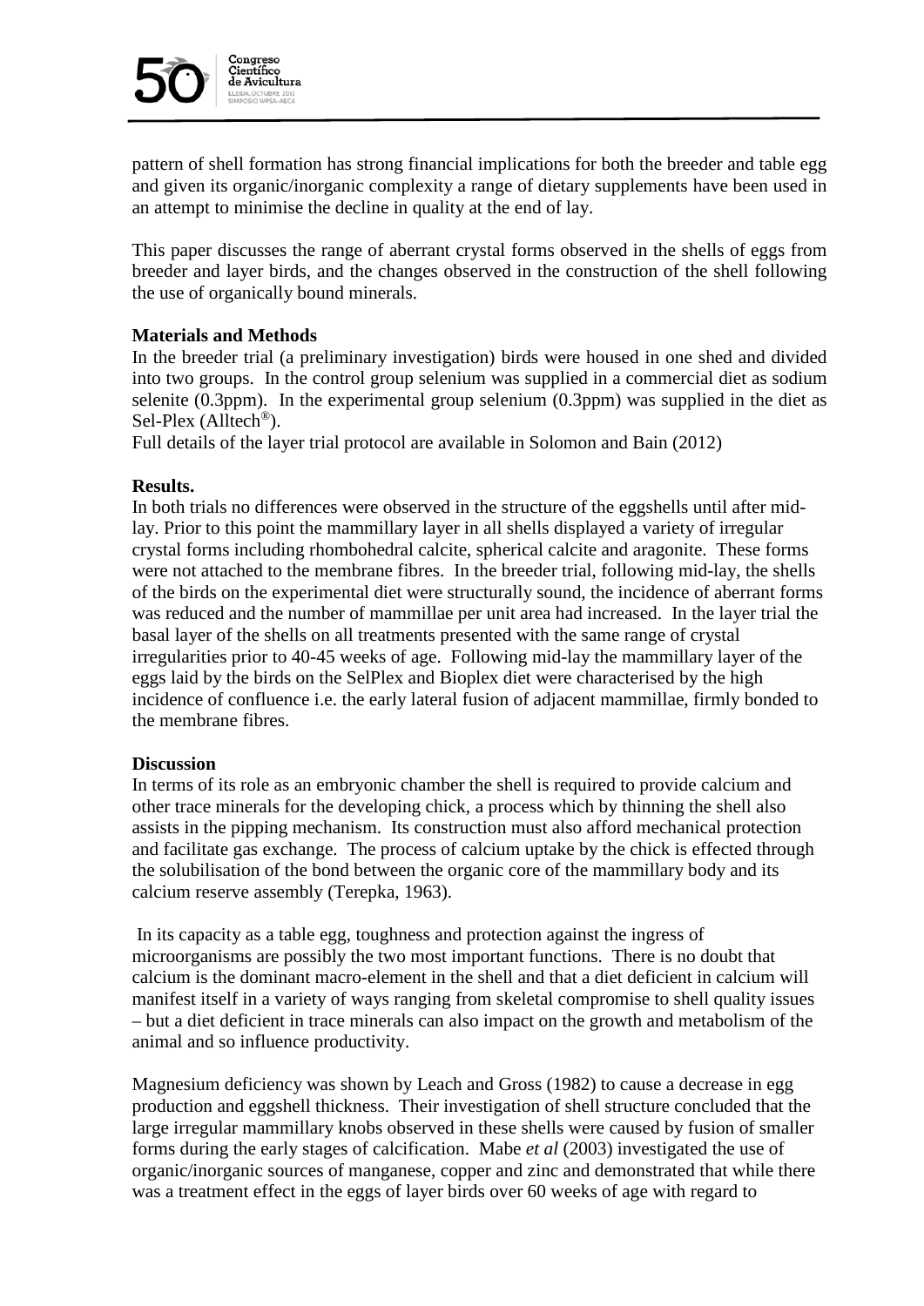pattern of shell formation has strong financial implications for both the breeder and table egg and given its organic/inorganic complexity a range of dietary supplements have been used in an attempt to minimise the decline in quality at the end of lay.

This paper discusses the range of aberrant crystal forms observed in the shells of eggs from breeder and layer birds, and the changes observed in the construction of the shell following the use of organically bound minerals.

**Materials and Methods**

In the breeder trial (a preliminary investigation) birds were housed in one shed and divided into two groups. In the control group selenium was supplied in a commercial diet as sodium selenite (0.3ppm). In the experimental group selenium (0.3ppm) was supplied in the diet as Sel-Plex (Alltech®).

Full details of the layer trial protocol are available in Solomon and Bain (2012)

**Results.**

In both trials no differences were observed in the structure of the eggshells until after mid-lay. Prior to this point the mammillary layer in all shells displayed a variety of irregular crystal forms including rhombohedral calcite, spherical calcite and aragonite. These forms were not attached to the membrane fibres. In the breeder trial, following mid-lay, the shells of the birds on the experimental diet were structurally sound, the incidence of aberrant forms was reduced and the number of mammillae per unit area had increased. In the layer trial the basal layer of the shells on all treatments presented with the same range of crystal irregularities prior to 40-45 weeks of age. Following mid-lay the mammillary layer of the eggs laid by the birds on the SelPlex and Bioplex diet were characterised by the high incidence of confluence i.e. the early lateral fusion of adjacent mammillae, firmly bonded to the membrane fibres.

**Discussion**

In terms of its role as an embryonic chamber the shell is required to provide calcium and other trace minerals for the developing chick, a process which by thinning the shell also assists in the pipping mechanism. Its construction must also afford mechanical protection and facilitate gas exchange. The process of calcium uptake by the chick is effected through the solubilisation of the bond between the organic core of the mammillary body and its calcium reserve assembly (Terepka, 1963).

In its capacity as a table egg, toughness and protection against the ingress of microorganisms are possibly the two most important functions. There is no doubt that calcium is the dominant macro-element in the shell and that a diet deficient in calcium will manifest itself in a variety of ways ranging from skeletal compromise to shell quality issues – but a diet deficient in trace minerals can also impact on the growth and metabolism of the animal and so influence productivity.

Magnesium deficiency was shown by Leach and Gross (1982) to cause a decrease in egg production and eggshell thickness. Their investigation of shell structure concluded that the large irregular mammillary knobs observed in these shells were caused by fusion of smaller forms during the early stages of calcification. Mabe *et al* (2003) investigated the use of organic/inorganic sources of manganese, copper and zinc and demonstrated that while there was a treatment effect in the eggs of layer birds over 60 weeks of age with regard to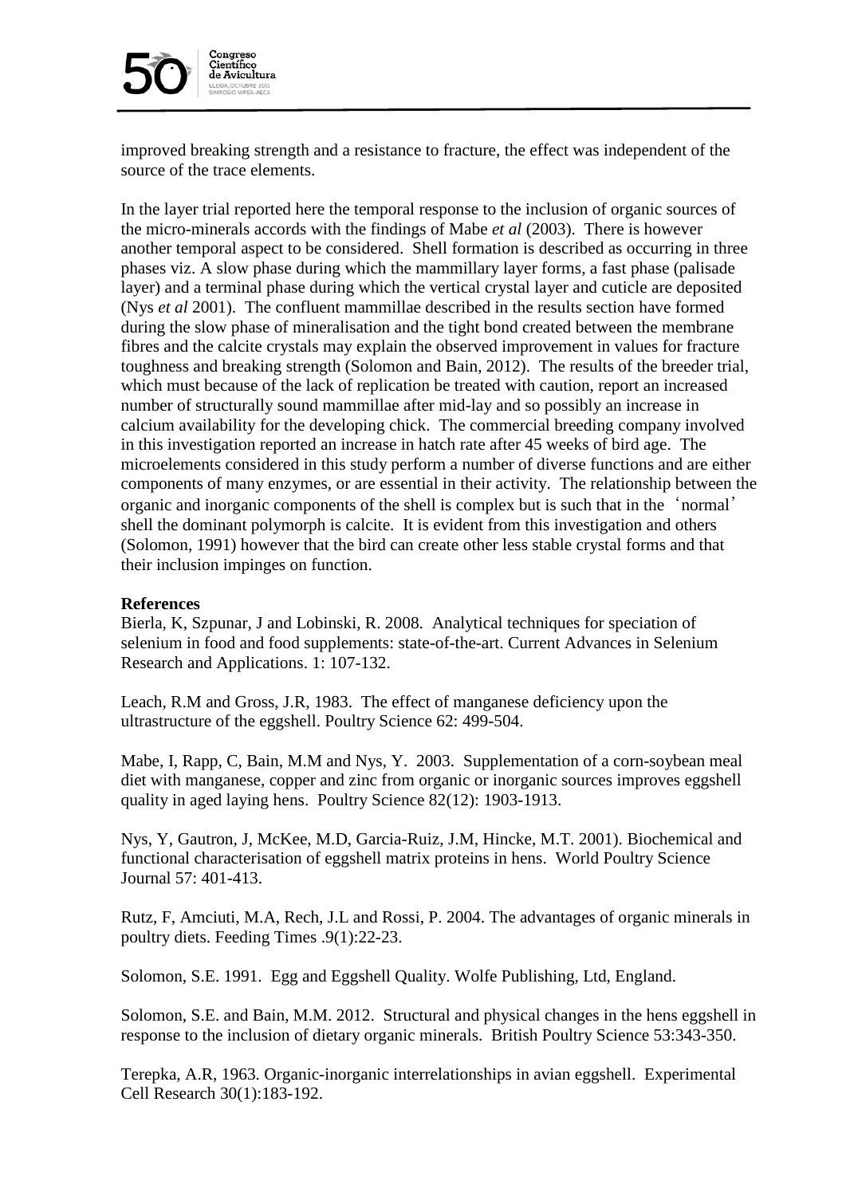improved breaking strength and a resistance to fracture, the effect was independent of the source of the trace elements.

In the layer trial reported here the temporal response to the inclusion of organic sources of the micro-minerals accords with the findings of Mabe *et al* (2003). There is however another temporal aspect to be considered. Shell formation is described as occurring in three phases viz. A slow phase during which the mammillary layer forms, a fast phase (palisade layer) and a terminal phase during which the vertical crystal layer and cuticle are deposited (Nys *et al* 2001). The confluent mammillae described in the results section have formed during the slow phase of mineralisation and the tight bond created between the membrane fibres and the calcite crystals may explain the observed improvement in values for fracture toughness and breaking strength (Solomon and Bain, 2012). The results of the breeder trial, which must because of the lack of replication be treated with caution, report an increased number of structurally sound mammillae after mid-lay and so possibly an increase in calcium availability for the developing chick. The commercial breeding company involved in this investigation reported an increase in hatch rate after 45 weeks of bird age. The microelements considered in this study perform a number of diverse functions and are either components of many enzymes, or are essential in their activity. The relationship between the organic and inorganic components of the shell is complex but is such that in the 'normal' shell the dominant polymorph is calcite. It is evident from this investigation and others (Solomon, 1991) however that the bird can create other less stable crystal forms and that their inclusion impinges on function.

**References**

Bierla, K, Szpunar, J and Lobinski, R. 2008. Analytical techniques for speciation of selenium in food and food supplements: state-of-the-art. Current Advances in Selenium Research and Applications. 1: 107-132.

Leach, R.M and Gross, J.R, 1983. The effect of manganese deficiency upon the ultrastructure of the eggshell. Poultry Science 62: 499-504.

Mabe, I, Rapp, C, Bain, M.M and Nys, Y. 2003. Supplementation of a corn-soybean meal diet with manganese, copper and zinc from organic or inorganic sources improves eggshell quality in aged laying hens. Poultry Science 82(12): 1903-1913.

Nys, Y, Gautron, J, McKee, M.D, Garcia-Ruiz, J.M, Hincke, M.T. 2001). Biochemical and functional characterisation of eggshell matrix proteins in hens. World Poultry Science Journal 57: 401-413.

Rutz, F, Amciuti, M.A, Rech, J.L and Rossi, P. 2004. The advantages of organic minerals in poultry diets. Feeding Times .9(1):22-23.

Solomon, S.E. 1991. Egg and Eggshell Quality. Wolfe Publishing, Ltd, England.

Solomon, S.E. and Bain, M.M. 2012. Structural and physical changes in the hens eggshell in response to the inclusion of dietary organic minerals. British Poultry Science 53:343-350.

Terepka, A.R, 1963. Organic-inorganic interrelationships in avian eggshell. Experimental Cell Research 30(1):183-192.